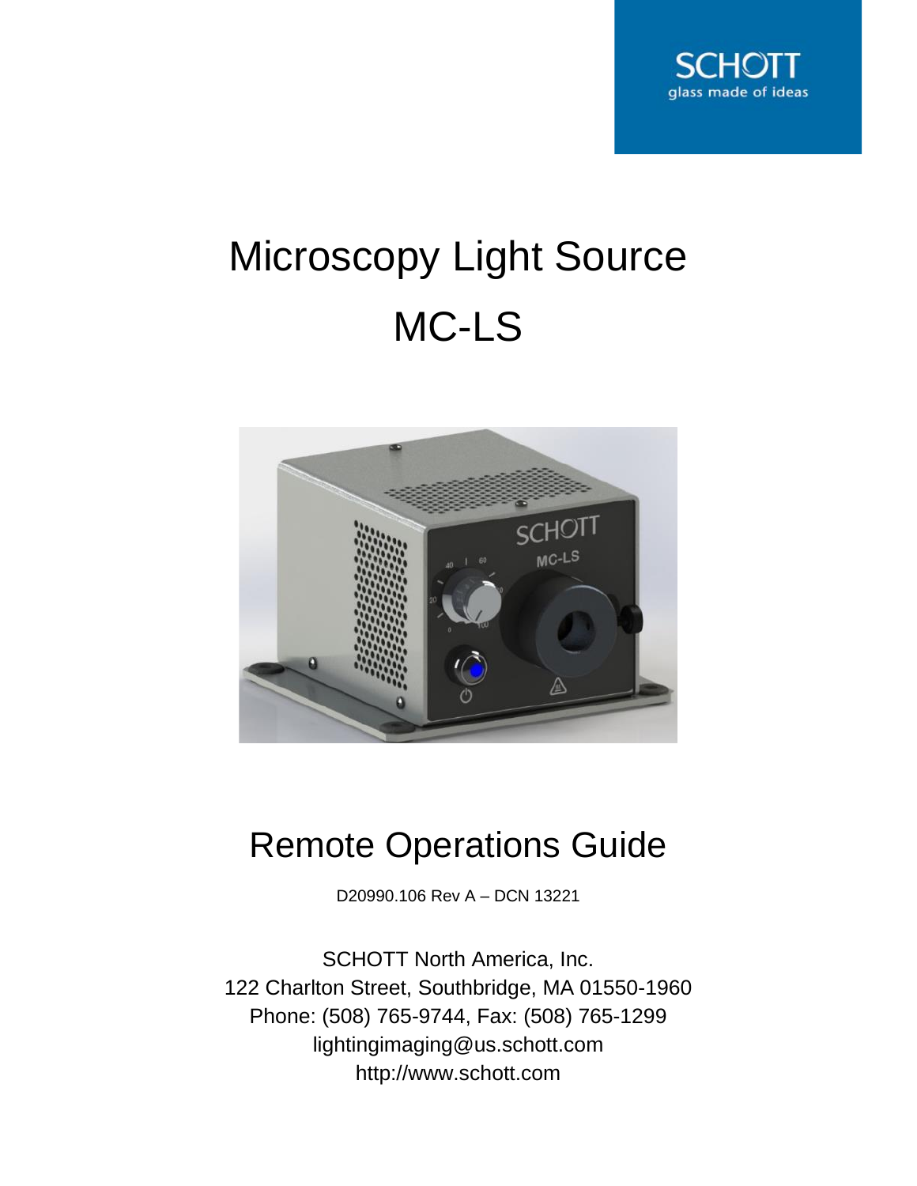SCHOTT
glass made of ideas

# Microscopy Light Source

# MC-LS

## Remote Operations Guide

D20990.106 Rev A – DCN 13221

SCHOTT North America, Inc.
122 Charlton Street, Southbridge, MA 01550-1960
Phone: (508) 765-9744, Fax: (508) 765-1299
lightingimaging@us.schott.com
http://www.schott.com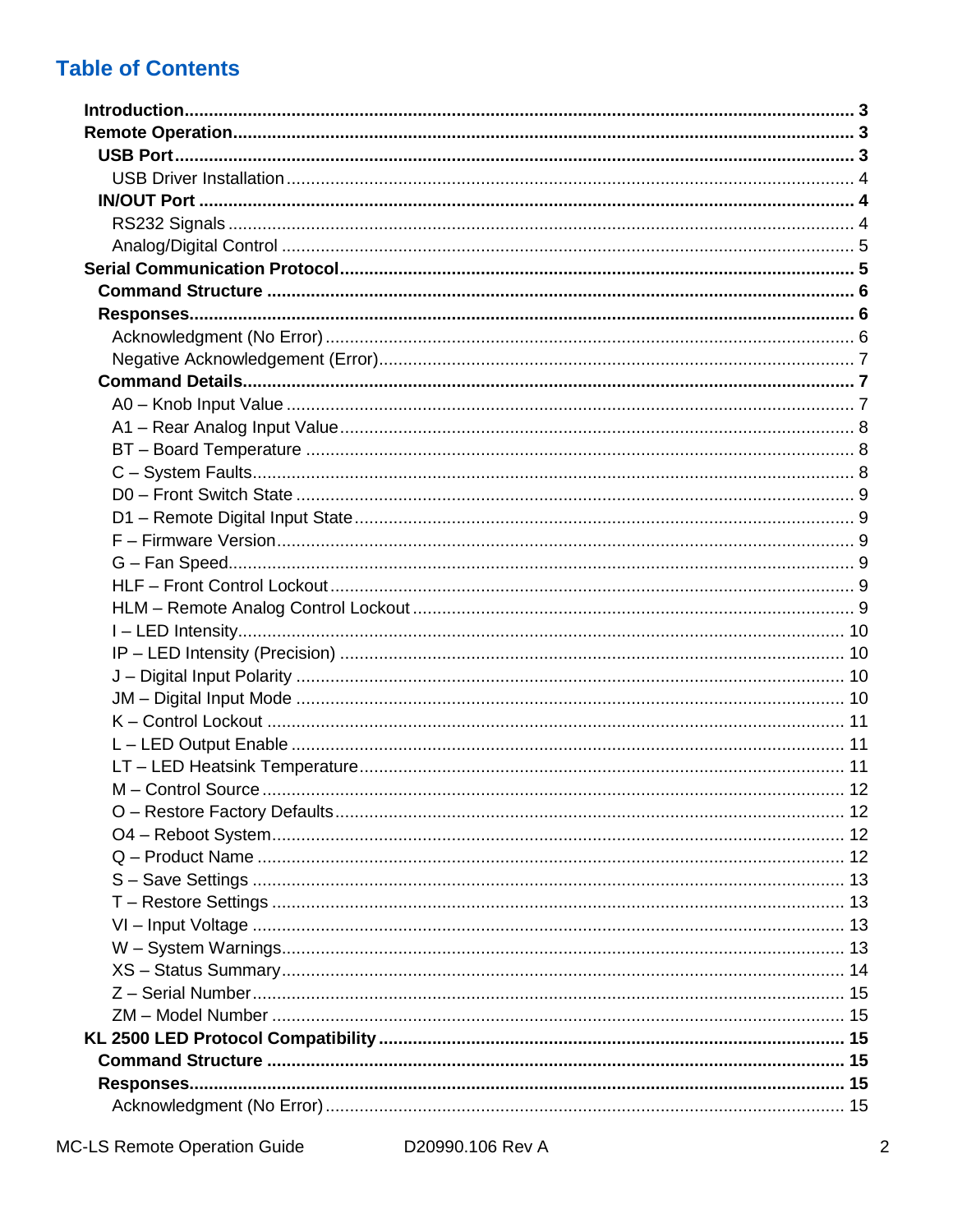## Table of Contents

**Introduction** ..... 3
**Remote Operation** ..... 3
- **USB Port** ..... 3
  - USB Driver Installation ..... 4
- **IN/OUT Port** ..... 4
  - RS232 Signals ..... 4
  - Analog/Digital Control ..... 5

**Serial Communication Protocol** ..... 5
- **Command Structure** ..... 6
- **Responses** ..... 6
  - Acknowledgment (No Error) ..... 6
  - Negative Acknowledgement (Error) ..... 7
- **Command Details** ..... 7
  - A0 – Knob Input Value ..... 7
  - A1 – Rear Analog Input Value ..... 8
  - BT – Board Temperature ..... 8
  - C – System Faults ..... 8
  - D0 – Front Switch State ..... 9
  - D1 – Remote Digital Input State ..... 9
  - F – Firmware Version ..... 9
  - G – Fan Speed ..... 9
  - HLF – Front Control Lockout ..... 9
  - HLM – Remote Analog Control Lockout ..... 9
  - I – LED Intensity ..... 10
  - IP – LED Intensity (Precision) ..... 10
  - J – Digital Input Polarity ..... 10
  - JM – Digital Input Mode ..... 10
  - K – Control Lockout ..... 11
  - L – LED Output Enable ..... 11
  - LT – LED Heatsink Temperature ..... 11
  - M – Control Source ..... 12
  - O – Restore Factory Defaults ..... 12
  - O4 – Reboot System ..... 12
  - Q – Product Name ..... 12
  - S – Save Settings ..... 13
  - T – Restore Settings ..... 13
  - VI – Input Voltage ..... 13
  - W – System Warnings ..... 13
  - XS – Status Summary ..... 14
  - Z – Serial Number ..... 15
  - ZM – Model Number ..... 15

**KL 2500 LED Protocol Compatibility** ..... 15
- **Command Structure** ..... 15
- **Responses** ..... 15
  - Acknowledgment (No Error) ..... 15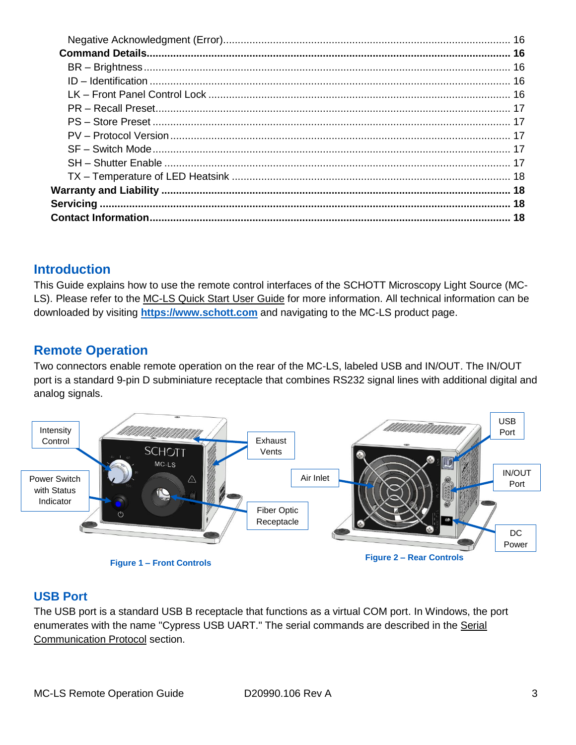Negative Acknowledgment (Error)................................................................................................ 16

**Command Details............................................................................................................................ 16**

BR – Brightness............................................................................................................................ 16

ID – Identification .......................................................................................................................... 16

LK – Front Panel Control Lock ..................................................................................................... 16

PR – Recall Preset........................................................................................................................ 17

PS – Store Preset ......................................................................................................................... 17

PV – Protocol Version ................................................................................................................... 17

SF – Switch Mode ......................................................................................................................... 17

SH – Shutter Enable ..................................................................................................................... 17

TX – Temperature of LED Heatsink .............................................................................................. 18

**Warranty and Liability ..................................................................................................................... 18**

**Servicing ......................................................................................................................................... 18**

**Contact Information........................................................................................................................ 18**

## Introduction

This Guide explains how to use the remote control interfaces of the SCHOTT Microscopy Light Source (MC-LS). Please refer to the MC-LS Quick Start User Guide for more information. All technical information can be downloaded by visiting **https://www.schott.com** and navigating to the MC-LS product page.

## Remote Operation

Two connectors enable remote operation on the rear of the MC-LS, labeled USB and IN/OUT. The IN/OUT port is a standard 9-pin D subminiature receptacle that combines RS232 signal lines with additional digital and analog signals.

Intensity Control

Power Switch with Status Indicator

Exhaust Vents

Fiber Optic Receptacle

Figure 1 – Front Controls

Air Inlet

USB Port

IN/OUT Port

DC Power

Figure 2 – Rear Controls

## USB Port

The USB port is a standard USB B receptacle that functions as a virtual COM port. In Windows, the port enumerates with the name "Cypress USB UART." The serial commands are described in the Serial Communication Protocol section.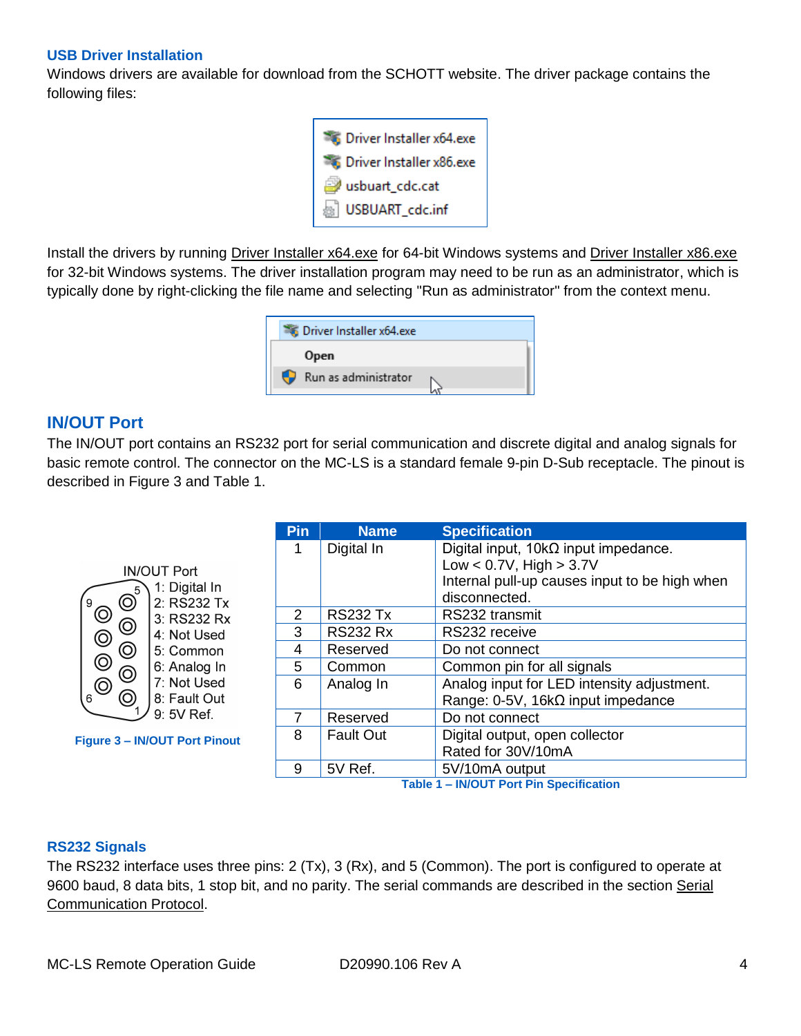### USB Driver Installation

Windows drivers are available for download from the SCHOTT website. The driver package contains the following files:

- Driver Installer x64.exe
- Driver Installer x86.exe
- usbuart_cdc.cat
- USBUART_cdc.inf

Install the drivers by running Driver Installer x64.exe for 64-bit Windows systems and Driver Installer x86.exe for 32-bit Windows systems. The driver installation program may need to be run as an administrator, which is typically done by right-clicking the file name and selecting "Run as administrator" from the context menu.

## IN/OUT Port

The IN/OUT port contains an RS232 port for serial communication and discrete digital and analog signals for basic remote control. The connector on the MC-LS is a standard female 9-pin D-Sub receptacle. The pinout is described in Figure 3 and Table 1.

IN/OUT Port
1: Digital In
2: RS232 Tx
3: RS232 Rx
4: Not Used
5: Common
6: Analog In
7: Not Used
8: Fault Out
9: 5V Ref.

**Figure 3 – IN/OUT Port Pinout**

| Pin | Name | Specification |
|---|---|---|
| 1 | Digital In | Digital input, 10kΩ input impedance.<br>Low < 0.7V, High > 3.7V<br>Internal pull-up causes input to be high when disconnected. |
| 2 | RS232 Tx | RS232 transmit |
| 3 | RS232 Rx | RS232 receive |
| 4 | Reserved | Do not connect |
| 5 | Common | Common pin for all signals |
| 6 | Analog In | Analog input for LED intensity adjustment.<br>Range: 0-5V, 16kΩ input impedance |
| 7 | Reserved | Do not connect |
| 8 | Fault Out | Digital output, open collector<br>Rated for 30V/10mA |
| 9 | 5V Ref. | 5V/10mA output |

**Table 1 – IN/OUT Port Pin Specification**

### RS232 Signals

The RS232 interface uses three pins: 2 (Tx), 3 (Rx), and 5 (Common). The port is configured to operate at 9600 baud, 8 data bits, 1 stop bit, and no parity. The serial commands are described in the section Serial Communication Protocol.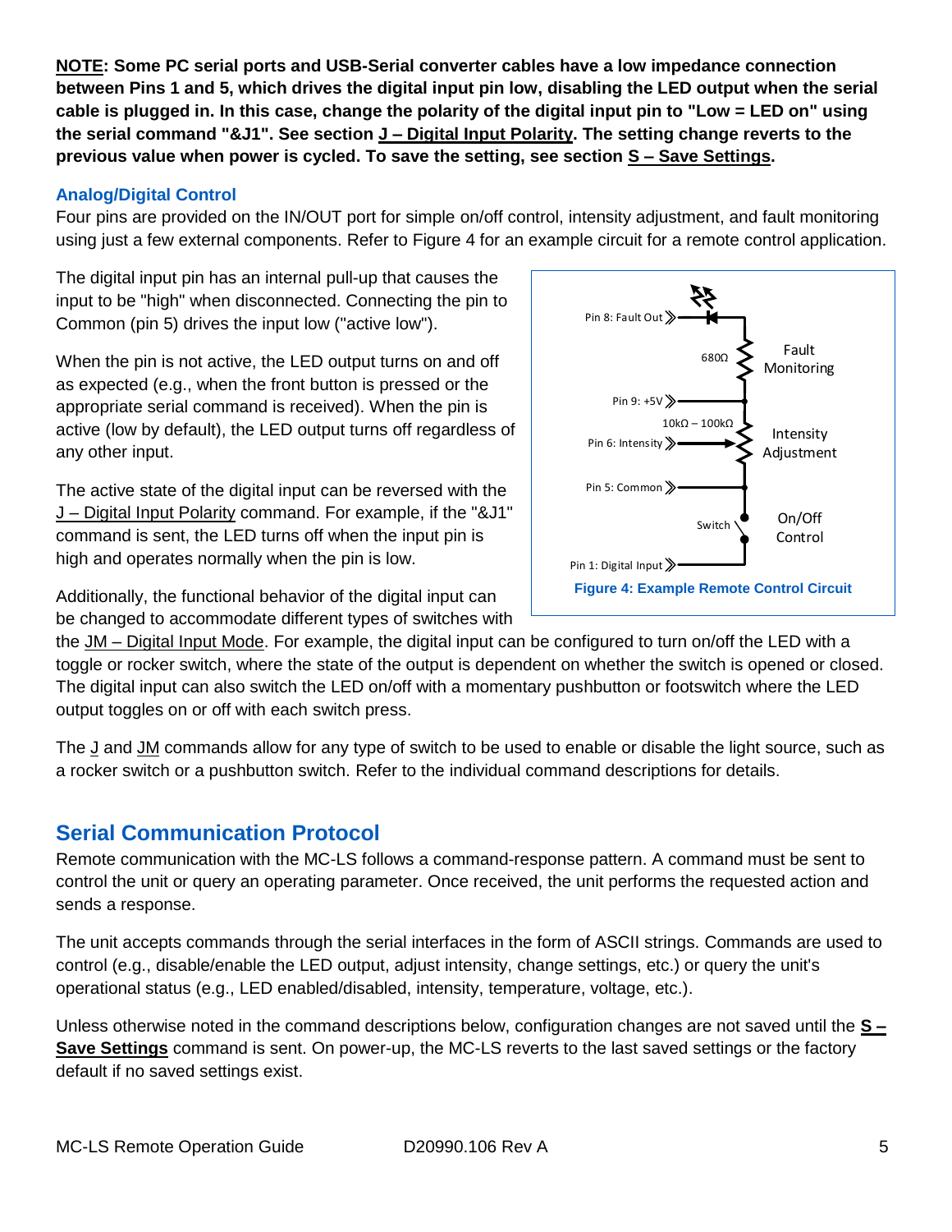**NOTE: Some PC serial ports and USB-Serial converter cables have a low impedance connection between Pins 1 and 5, which drives the digital input pin low, disabling the LED output when the serial cable is plugged in. In this case, change the polarity of the digital input pin to "Low = LED on" using the serial command "&J1". See section J – Digital Input Polarity. The setting change reverts to the previous value when power is cycled. To save the setting, see section S – Save Settings.**

### Analog/Digital Control

Four pins are provided on the IN/OUT port for simple on/off control, intensity adjustment, and fault monitoring using just a few external components. Refer to Figure 4 for an example circuit for a remote control application.

The digital input pin has an internal pull-up that causes the input to be "high" when disconnected. Connecting the pin to Common (pin 5) drives the input low ("active low").

When the pin is not active, the LED output turns on and off as expected (e.g., when the front button is pressed or the appropriate serial command is received). When the pin is active (low by default), the LED output turns off regardless of any other input.

The active state of the digital input can be reversed with the J – Digital Input Polarity command. For example, if the "&J1" command is sent, the LED turns off when the input pin is high and operates normally when the pin is low.

Pin 8: Fault Out — 680Ω — Fault Monitoring
Pin 9: +5V — 10kΩ – 100kΩ — Pin 6: Intensity — Intensity Adjustment
Pin 5: Common — Switch — Pin 1: Digital Input — On/Off Control

Figure 4: Example Remote Control Circuit

Additionally, the functional behavior of the digital input can be changed to accommodate different types of switches with the JM – Digital Input Mode. For example, the digital input can be configured to turn on/off the LED with a toggle or rocker switch, where the state of the output is dependent on whether the switch is opened or closed. The digital input can also switch the LED on/off with a momentary pushbutton or footswitch where the LED output toggles on or off with each switch press.

The J and JM commands allow for any type of switch to be used to enable or disable the light source, such as a rocker switch or a pushbutton switch. Refer to the individual command descriptions for details.

## Serial Communication Protocol

Remote communication with the MC-LS follows a command-response pattern. A command must be sent to control the unit or query an operating parameter. Once received, the unit performs the requested action and sends a response.

The unit accepts commands through the serial interfaces in the form of ASCII strings. Commands are used to control (e.g., disable/enable the LED output, adjust intensity, change settings, etc.) or query the unit's operational status (e.g., LED enabled/disabled, intensity, temperature, voltage, etc.).

Unless otherwise noted in the command descriptions below, configuration changes are not saved until the **S – Save Settings** command is sent. On power-up, the MC-LS reverts to the last saved settings or the factory default if no saved settings exist.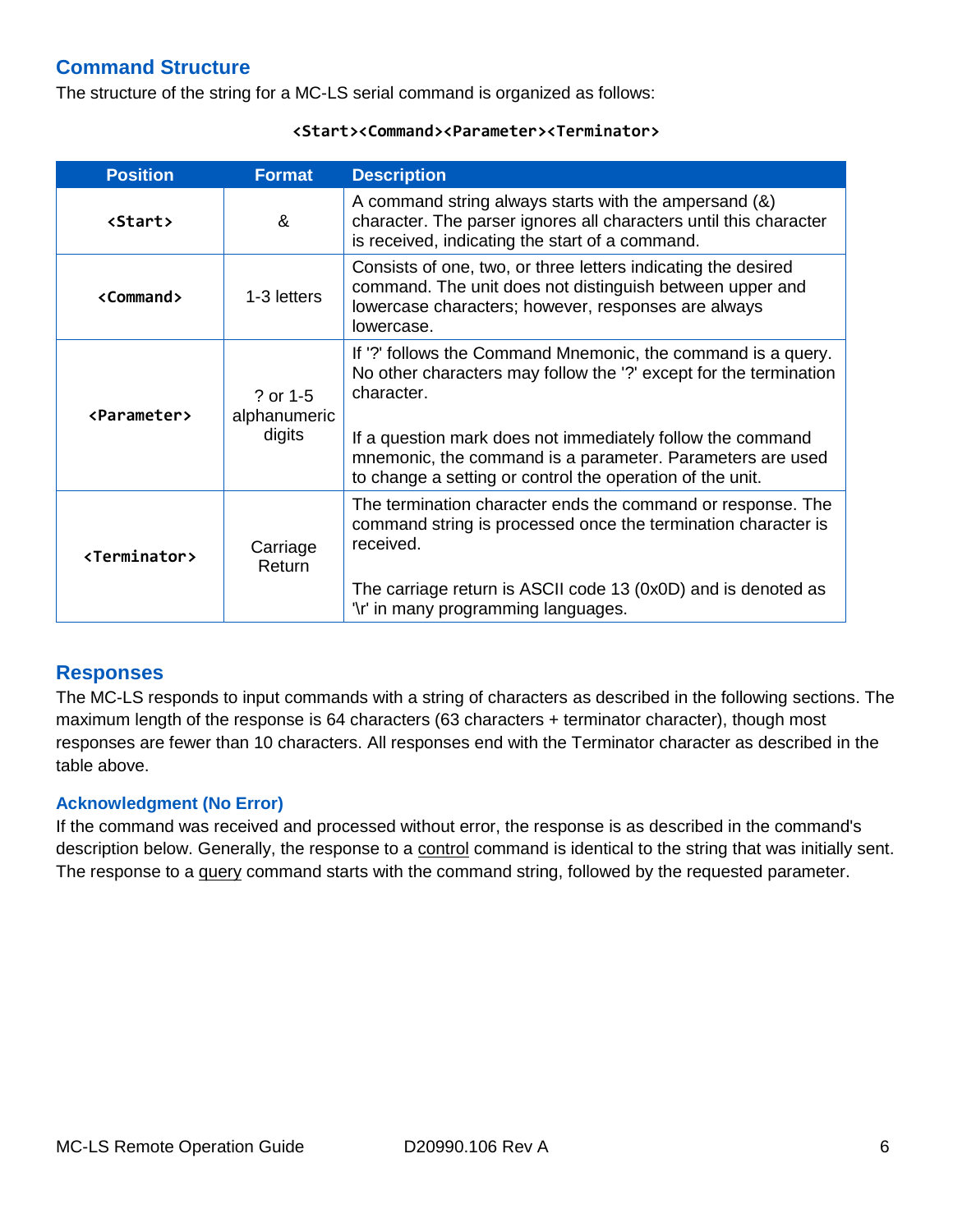## Command Structure

The structure of the string for a MC-LS serial command is organized as follows:

`<Start><Command><Parameter><Terminator>`

| Position | Format | Description |
|---|---|---|
| `<Start>` | & | A command string always starts with the ampersand (&) character. The parser ignores all characters until this character is received, indicating the start of a command. |
| `<Command>` | 1-3 letters | Consists of one, two, or three letters indicating the desired command. The unit does not distinguish between upper and lowercase characters; however, responses are always lowercase. |
| `<Parameter>` | ? or 1-5 alphanumeric digits | If '?' follows the Command Mnemonic, the command is a query. No other characters may follow the '?' except for the termination character.<br><br>If a question mark does not immediately follow the command mnemonic, the command is a parameter. Parameters are used to change a setting or control the operation of the unit. |
| `<Terminator>` | Carriage Return | The termination character ends the command or response. The command string is processed once the termination character is received.<br><br>The carriage return is ASCII code 13 (0x0D) and is denoted as '\r' in many programming languages. |

## Responses

The MC-LS responds to input commands with a string of characters as described in the following sections. The maximum length of the response is 64 characters (63 characters + terminator character), though most responses are fewer than 10 characters. All responses end with the Terminator character as described in the table above.

### Acknowledgment (No Error)

If the command was received and processed without error, the response is as described in the command's description below. Generally, the response to a control command is identical to the string that was initially sent. The response to a query command starts with the command string, followed by the requested parameter.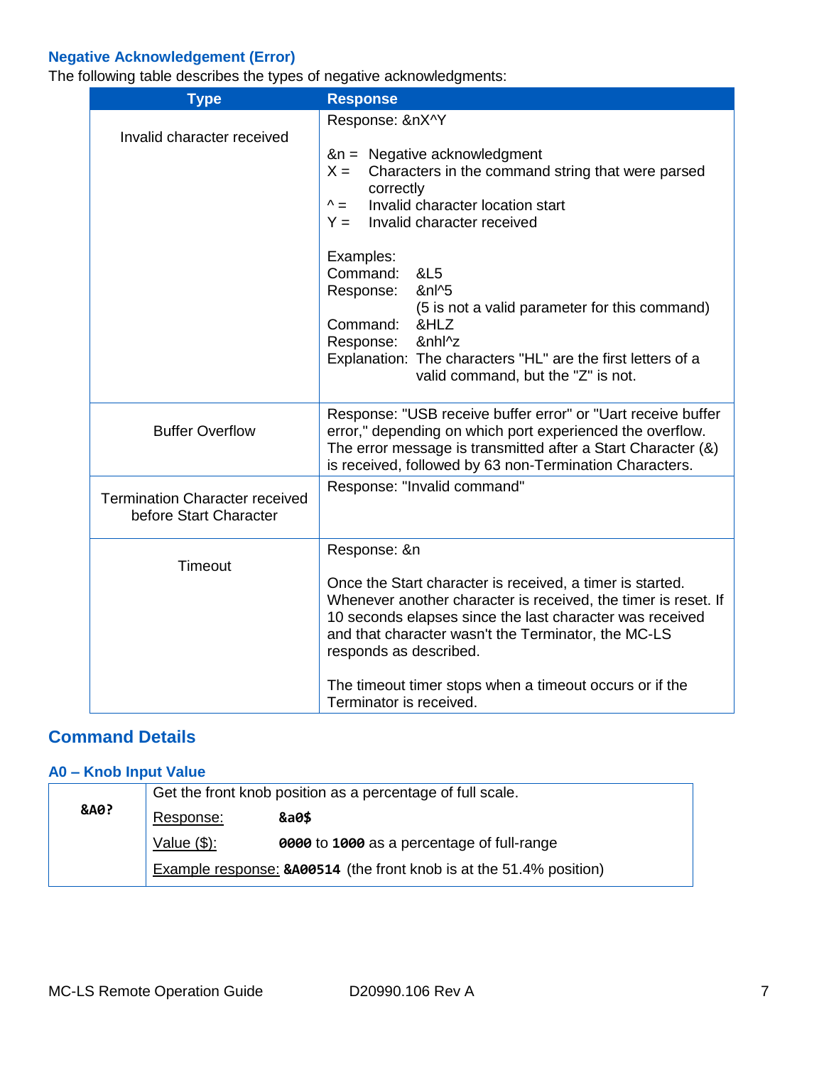### Negative Acknowledgement (Error)

The following table describes the types of negative acknowledgments:

| Type | Response |
|---|---|
| Invalid character received | Response: &nX^Y<br><br>&n = Negative acknowledgment<br>X = Characters in the command string that were parsed correctly<br>^ = Invalid character location start<br>Y = Invalid character received<br><br>Examples:<br>Command: &L5<br>Response: &nl^5<br>(5 is not a valid parameter for this command)<br>Command: &HLZ<br>Response: &nhl^z<br>Explanation: The characters "HL" are the first letters of a valid command, but the "Z" is not. |
| Buffer Overflow | Response: "USB receive buffer error" or "Uart receive buffer error," depending on which port experienced the overflow. The error message is transmitted after a Start Character (&) is received, followed by 63 non-Termination Characters. |
| Termination Character received before Start Character | Response: "Invalid command" |
| Timeout | Response: &n<br><br>Once the Start character is received, a timer is started. Whenever another character is received, the timer is reset. If 10 seconds elapses since the last character was received and that character wasn't the Terminator, the MC-LS responds as described.<br><br>The timeout timer stops when a timeout occurs or if the Terminator is received. |

## Command Details

### A0 – Knob Input Value

| **&A0?** | Get the front knob position as a percentage of full scale. |
|---|---|
| | Response: **&a0$** |
| | Value ($): **0000** to **1000** as a percentage of full-range |
| | Example response: **&A00514** (the front knob is at the 51.4% position) |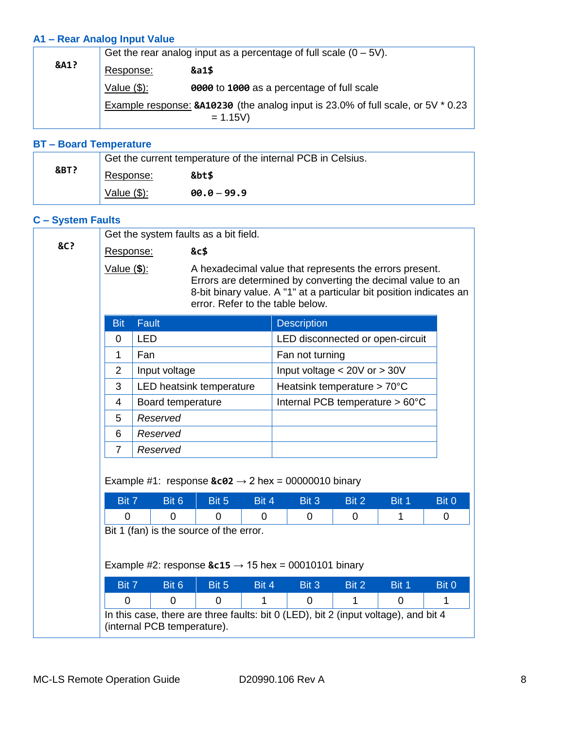### A1 – Rear Analog Input Value

| | |
|---|---|
| **&A1?** | Get the rear analog input as a percentage of full scale (0 – 5V).<br>Response: **&a1$**<br>Value ($): **0000** to **1000** as a percentage of full scale<br>Example response: **&A10230** (the analog input is 23.0% of full scale, or 5V * 0.23 = 1.15V) |

### BT – Board Temperature

| | |
|---|---|
| **&BT?** | Get the current temperature of the internal PCB in Celsius.<br>Response: **&bt$**<br>Value ($): **00.0** – **99.9** |

### C – System Faults

**&C?**

Get the system faults as a bit field.

Response: **&c$**

Value ($): A hexadecimal value that represents the errors present. Errors are determined by converting the decimal value to an 8-bit binary value. A "1" at a particular bit position indicates an error. Refer to the table below.

| Bit | Fault | Description |
|---|---|---|
| 0 | LED | LED disconnected or open-circuit |
| 1 | Fan | Fan not turning |
| 2 | Input voltage | Input voltage < 20V or > 30V |
| 3 | LED heatsink temperature | Heatsink temperature > 70°C |
| 4 | Board temperature | Internal PCB temperature > 60°C |
| 5 | *Reserved* | |
| 6 | *Reserved* | |
| 7 | *Reserved* | |

Example #1: response **&c02** → 2 hex = 00000010 binary

| Bit 7 | Bit 6 | Bit 5 | Bit 4 | Bit 3 | Bit 2 | Bit 1 | Bit 0 |
|---|---|---|---|---|---|---|---|
| 0 | 0 | 0 | 0 | 0 | 0 | 1 | 0 |

Bit 1 (fan) is the source of the error.

Example #2: response **&c15** → 15 hex = 00010101 binary

| Bit 7 | Bit 6 | Bit 5 | Bit 4 | Bit 3 | Bit 2 | Bit 1 | Bit 0 |
|---|---|---|---|---|---|---|---|
| 0 | 0 | 0 | 1 | 0 | 1 | 0 | 1 |

In this case, there are three faults: bit 0 (LED), bit 2 (input voltage), and bit 4 (internal PCB temperature).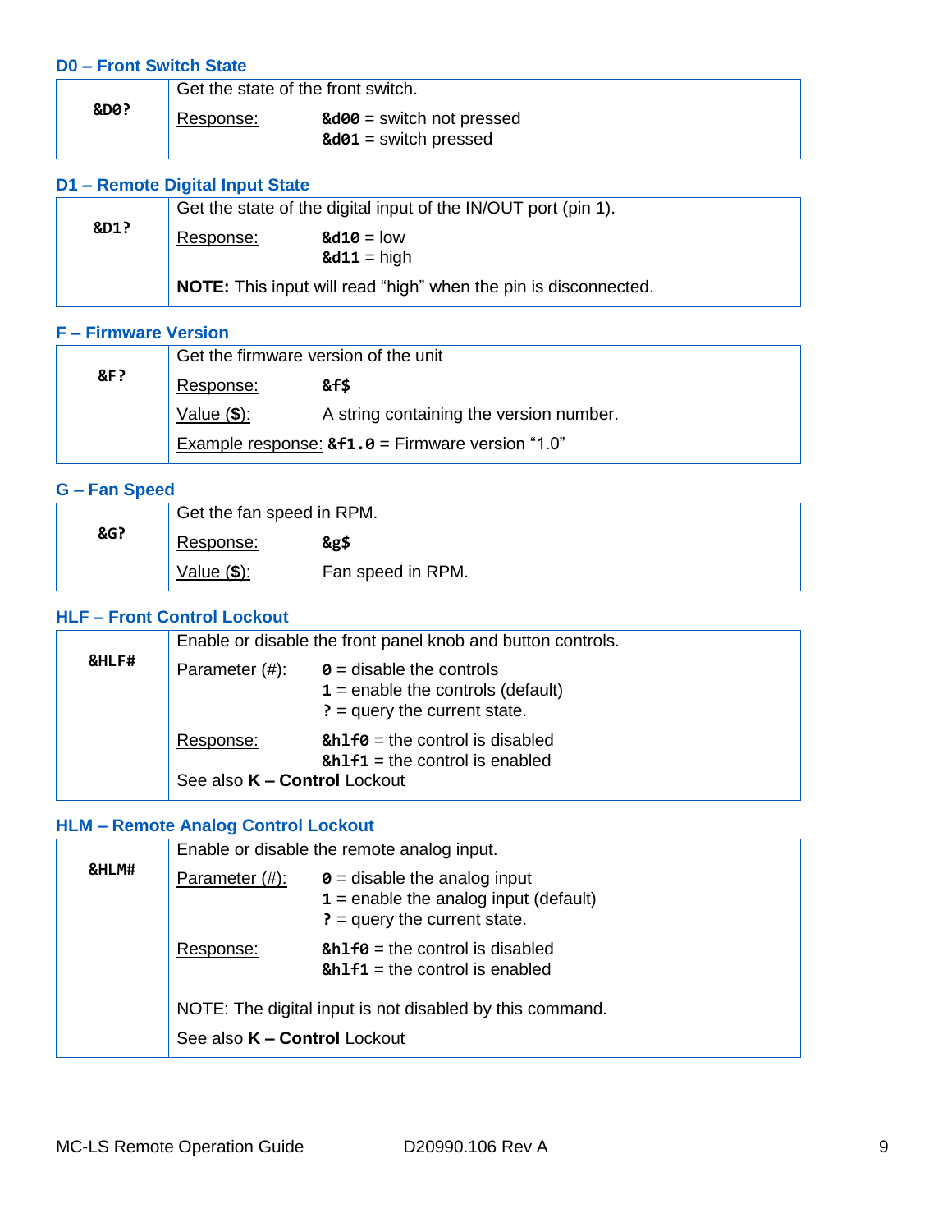### D0 – Front Switch State

| | |
|---|---|
| **&D0?** | Get the state of the front switch.<br>Response: **&d00** = switch not pressed<br>**&d01** = switch pressed |

### D1 – Remote Digital Input State

| | |
|---|---|
| **&D1?** | Get the state of the digital input of the IN/OUT port (pin 1).<br>Response: **&d10** = low<br>**&d11** = high<br>**NOTE:** This input will read "high" when the pin is disconnected. |

### F – Firmware Version

| | |
|---|---|
| **&F?** | Get the firmware version of the unit<br>Response: **&f$**<br>Value (**$**): A string containing the version number.<br>Example response: **&f1.0** = Firmware version "1.0" |

### G – Fan Speed

| | |
|---|---|
| **&G?** | Get the fan speed in RPM.<br>Response: **&g$**<br>Value (**$**): Fan speed in RPM. |

### HLF – Front Control Lockout

| | |
|---|---|
| **&HLF#** | Enable or disable the front panel knob and button controls.<br>Parameter (#): **0** = disable the controls<br>**1** = enable the controls (default)<br>**?** = query the current state.<br>Response: **&hlf0** = the control is disabled<br>**&hlf1** = the control is enabled<br>See also **K – Control** Lockout |

### HLM – Remote Analog Control Lockout

| | |
|---|---|
| **&HLM#** | Enable or disable the remote analog input.<br>Parameter (#): **0** = disable the analog input<br>**1** = enable the analog input (default)<br>**?** = query the current state.<br>Response: **&hlf0** = the control is disabled<br>**&hlf1** = the control is enabled<br>NOTE: The digital input is not disabled by this command.<br>See also **K – Control** Lockout |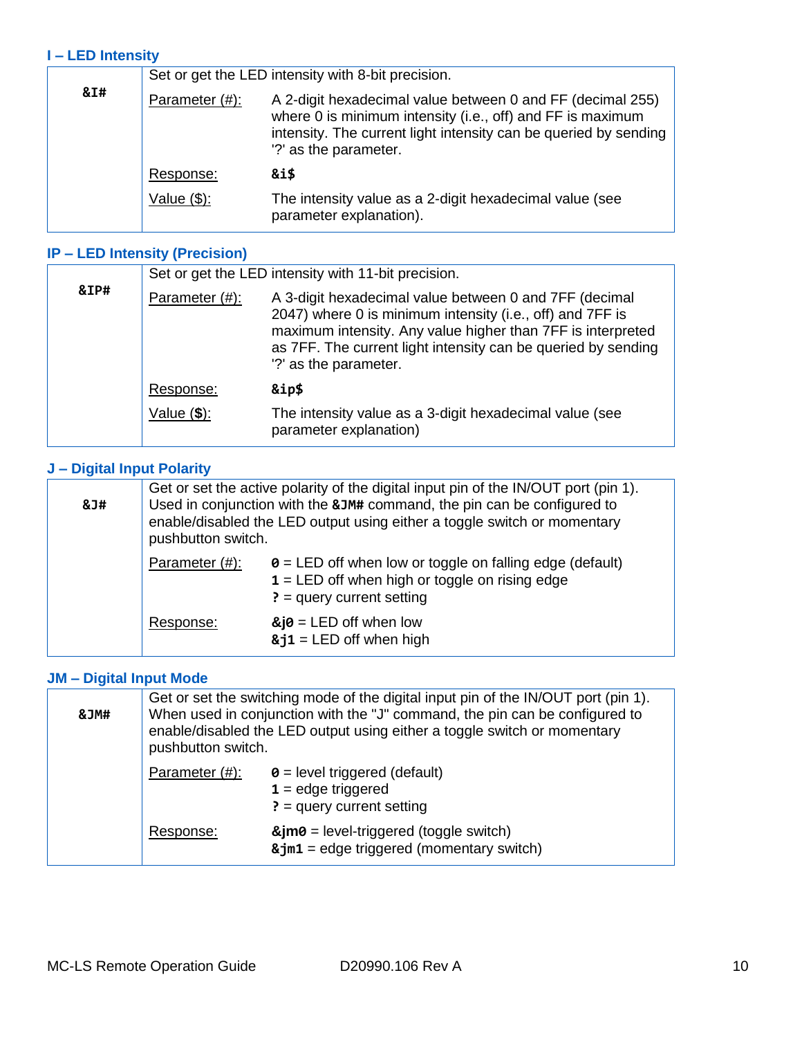### I – LED Intensity

| **&I#** | Set or get the LED intensity with 8-bit precision. | |
|---|---|---|
| | Parameter (#): | A 2-digit hexadecimal value between 0 and FF (decimal 255) where 0 is minimum intensity (i.e., off) and FF is maximum intensity. The current light intensity can be queried by sending '?' as the parameter. |
| | Response: | **&i$** |
| | Value ($): | The intensity value as a 2-digit hexadecimal value (see parameter explanation). |

### IP – LED Intensity (Precision)

| **&IP#** | Set or get the LED intensity with 11-bit precision. | |
|---|---|---|
| | Parameter (#): | A 3-digit hexadecimal value between 0 and 7FF (decimal 2047) where 0 is minimum intensity (i.e., off) and 7FF is maximum intensity. Any value higher than 7FF is interpreted as 7FF. The current light intensity can be queried by sending '?' as the parameter. |
| | Response: | **&ip$** |
| | Value (**$**): | The intensity value as a 3-digit hexadecimal value (see parameter explanation) |

### J – Digital Input Polarity

| **&J#** | Get or set the active polarity of the digital input pin of the IN/OUT port (pin 1). Used in conjunction with the **&JM#** command, the pin can be configured to enable/disabled the LED output using either a toggle switch or momentary pushbutton switch. | |
|---|---|---|
| | Parameter (#): | **0** = LED off when low or toggle on falling edge (default)<br>**1** = LED off when high or toggle on rising edge<br>**?** = query current setting |
| | Response: | **&j0** = LED off when low<br>**&j1** = LED off when high |

### JM – Digital Input Mode

| **&JM#** | Get or set the switching mode of the digital input pin of the IN/OUT port (pin 1). When used in conjunction with the "J" command, the pin can be configured to enable/disabled the LED output using either a toggle switch or momentary pushbutton switch. | |
|---|---|---|
| | Parameter (#): | **0** = level triggered (default)<br>**1** = edge triggered<br>**?** = query current setting |
| | Response: | **&jm0** = level-triggered (toggle switch)<br>**&jm1** = edge triggered (momentary switch) |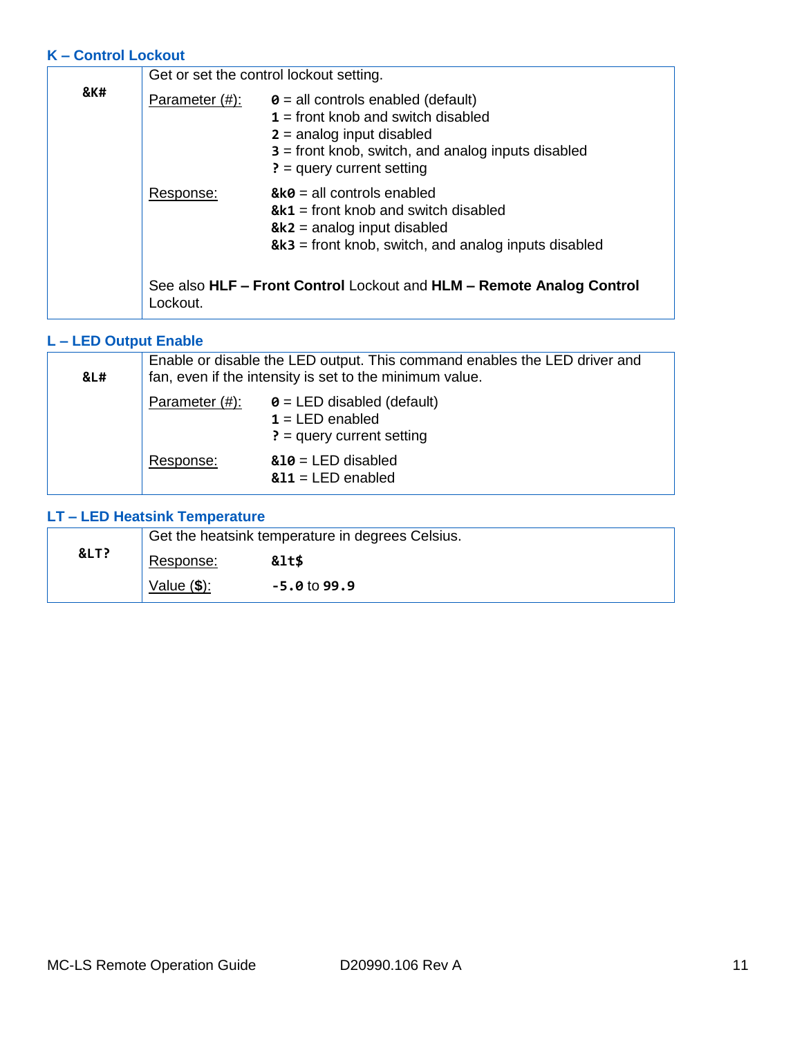### K – Control Lockout

| **&K#** | Get or set the control lockout setting. | |
|---|---|---|
| | Parameter (#): | **0** = all controls enabled (default)<br>**1** = front knob and switch disabled<br>**2** = analog input disabled<br>**3** = front knob, switch, and analog inputs disabled<br>**?** = query current setting |
| | Response: | **&k0** = all controls enabled<br>**&k1** = front knob and switch disabled<br>**&k2** = analog input disabled<br>**&k3** = front knob, switch, and analog inputs disabled |
| | See also **HLF – Front Control** Lockout and **HLM – Remote Analog Control** Lockout. | |

### L – LED Output Enable

| **&L#** | Enable or disable the LED output. This command enables the LED driver and fan, even if the intensity is set to the minimum value. | |
|---|---|---|
| | Parameter (#): | **0** = LED disabled (default)<br>**1** = LED enabled<br>**?** = query current setting |
| | Response: | **&l0** = LED disabled<br>**&l1** = LED enabled |

### LT – LED Heatsink Temperature

| **&LT?** | Get the heatsink temperature in degrees Celsius. | |
|---|---|---|
| | Response: | **&lt$** |
| | Value ($): | **-5.0** to **99.9** |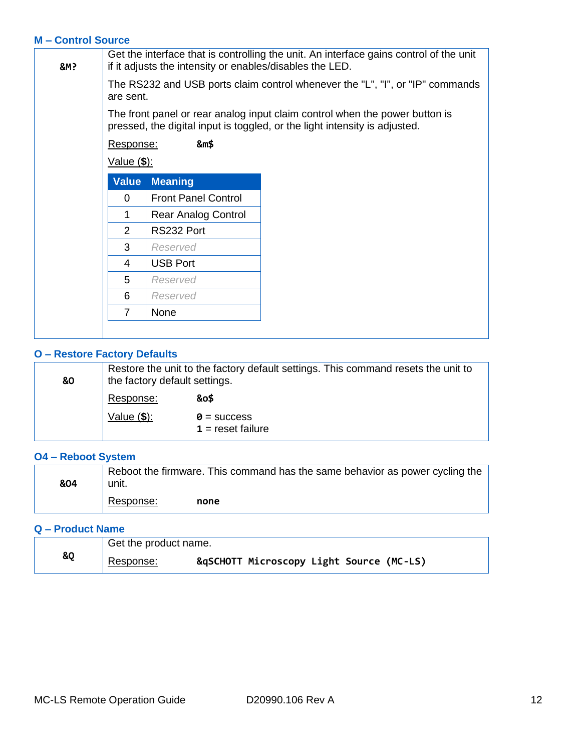### M – Control Source

| | |
|---|---|
| **&M?** | Get the interface that is controlling the unit. An interface gains control of the unit if it adjusts the intensity or enables/disables the LED.<br><br>The RS232 and USB ports claim control whenever the "L", "I", or "IP" commands are sent.<br><br>The front panel or rear analog input claim control when the power button is pressed, the digital input is toggled, or the light intensity is adjusted.<br><br>Response: **&m$**<br><br>Value ($): |

| Value | Meaning |
|---|---|
| 0 | Front Panel Control |
| 1 | Rear Analog Control |
| 2 | RS232 Port |
| 3 | *Reserved* |
| 4 | USB Port |
| 5 | *Reserved* |
| 6 | *Reserved* |
| 7 | None |

### O – Restore Factory Defaults

| | |
|---|---|
| **&O** | Restore the unit to the factory default settings. This command resets the unit to the factory default settings.<br><br>Response: **&o$**<br><br>Value ($): **0** = success<br>**1** = reset failure |

### O4 – Reboot System

| | |
|---|---|
| **&O4** | Reboot the firmware. This command has the same behavior as power cycling the unit.<br><br>Response: **none** |

### Q – Product Name

| | |
|---|---|
| **&Q** | Get the product name.<br><br>Response: **&qSCHOTT Microscopy Light Source (MC-LS)** |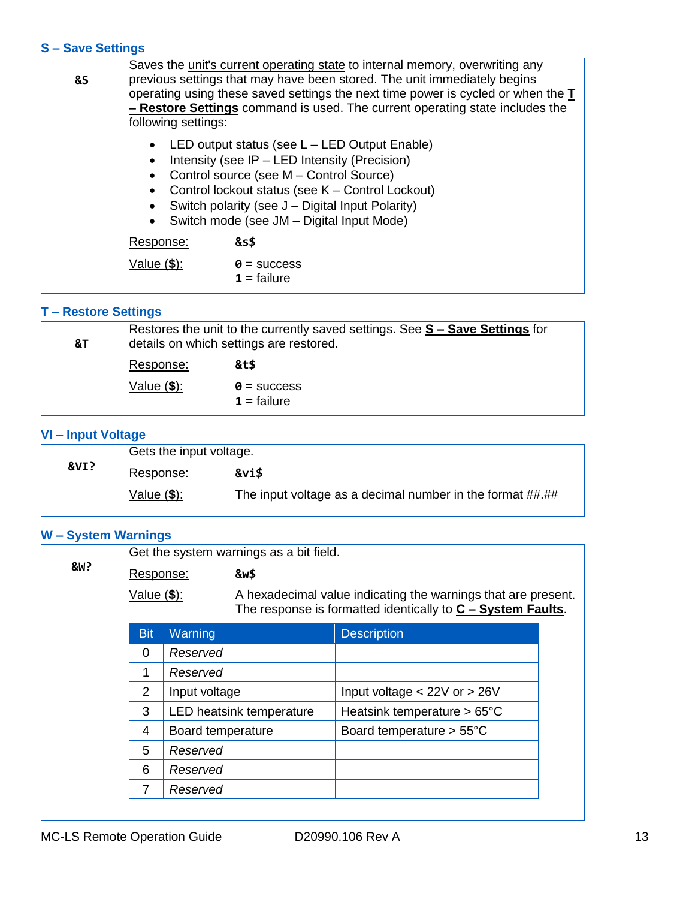### S – Save Settings

| | |
|---|---|
| **&S** | Saves the unit's current operating state to internal memory, overwriting any previous settings that may have been stored. The unit immediately begins operating using these saved settings the next time power is cycled or when the **T – Restore Settings** command is used. The current operating state includes the following settings:<br><br>• LED output status (see L – LED Output Enable)<br>• Intensity (see IP – LED Intensity (Precision)<br>• Control source (see M – Control Source)<br>• Control lockout status (see K – Control Lockout)<br>• Switch polarity (see J – Digital Input Polarity)<br>• Switch mode (see JM – Digital Input Mode)<br><br>Response: **&s$**<br><br>Value ($): **0** = success<br>**1** = failure |

### T – Restore Settings

| | |
|---|---|
| **&T** | Restores the unit to the currently saved settings. See **S – Save Settings** for details on which settings are restored.<br><br>Response: **&t$**<br><br>Value ($): **0** = success<br>**1** = failure |

### VI – Input Voltage

| | |
|---|---|
| **&VI?** | Gets the input voltage.<br><br>Response: **&vi$**<br><br>Value ($): The input voltage as a decimal number in the format ##.## |

### W – System Warnings

**&W?**

Get the system warnings as a bit field.

Response: **&w$**

Value ($): A hexadecimal value indicating the warnings that are present. The response is formatted identically to **C – System Faults**.

| Bit | Warning | Description |
|---|---|---|
| 0 | *Reserved* | |
| 1 | *Reserved* | |
| 2 | Input voltage | Input voltage < 22V or > 26V |
| 3 | LED heatsink temperature | Heatsink temperature > 65°C |
| 4 | Board temperature | Board temperature > 55°C |
| 5 | *Reserved* | |
| 6 | *Reserved* | |
| 7 | *Reserved* | |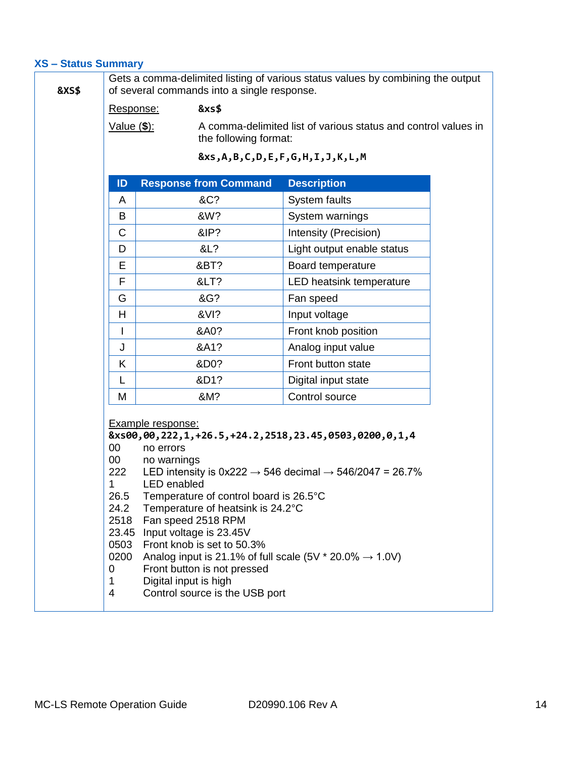### XS – Status Summary

**&XS$**

Gets a comma-delimited listing of various status values by combining the output of several commands into a single response.

Response: **&xs$**

Value ($): A comma-delimited list of various status and control values in the following format:

**&xs,A,B,C,D,E,F,G,H,I,J,K,L,M**

| ID | Response from Command | Description |
|---|---|---|
| A | &C? | System faults |
| B | &W? | System warnings |
| C | &IP? | Intensity (Precision) |
| D | &L? | Light output enable status |
| E | &BT? | Board temperature |
| F | &LT? | LED heatsink temperature |
| G | &G? | Fan speed |
| H | &VI? | Input voltage |
| I | &A0? | Front knob position |
| J | &A1? | Analog input value |
| K | &D0? | Front button state |
| L | &D1? | Digital input state |
| M | &M? | Control source |

Example response:

**&xs00,00,222,1,+26.5,+24.2,2518,23.45,0503,0200,0,1,4**

00 no errors
00 no warnings
222 LED intensity is 0x222 → 546 decimal → 546/2047 = 26.7%
1 LED enabled
26.5 Temperature of control board is 26.5°C
24.2 Temperature of heatsink is 24.2°C
2518 Fan speed 2518 RPM
23.45 Input voltage is 23.45V
0503 Front knob is set to 50.3%
0200 Analog input is 21.1% of full scale (5V * 20.0% → 1.0V)
0 Front button is not pressed
1 Digital input is high
4 Control source is the USB port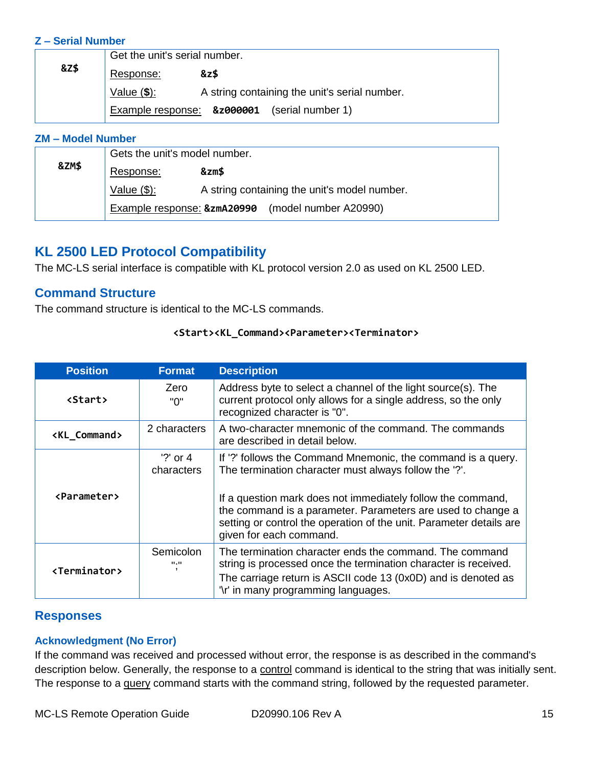### Z – Serial Number

| &Z$ | Get the unit's serial number. |
|---|---|
| | Response: **&z$** |
| | Value (**$**): A string containing the unit's serial number. |
| | Example response: **&z000001** (serial number 1) |

### ZM – Model Number

| &ZM$ | Gets the unit's model number. |
|---|---|
| | Response: **&zm$** |
| | Value ($): A string containing the unit's model number. |
| | Example response: **&zmA20990** (model number A20990) |

## KL 2500 LED Protocol Compatibility

The MC-LS serial interface is compatible with KL protocol version 2.0 as used on KL 2500 LED.

## Command Structure

The command structure is identical to the MC-LS commands.

**<Start><KL_Command><Parameter><Terminator>**

| Position | Format | Description |
|---|---|---|
| **<Start>** | Zero "0" | Address byte to select a channel of the light source(s). The current protocol only allows for a single address, so the only recognized character is "0". |
| **<KL_Command>** | 2 characters | A two-character mnemonic of the command. The commands are described in detail below. |
| **<Parameter>** | '?' or 4 characters | If '?' follows the Command Mnemonic, the command is a query. The termination character must always follow the '?'.<br><br>If a question mark does not immediately follow the command, the command is a parameter. Parameters are used to change a setting or control the operation of the unit. Parameter details are given for each command. |
| **<Terminator>** | Semicolon ";" | The termination character ends the command. The command string is processed once the termination character is received.<br>The carriage return is ASCII code 13 (0x0D) and is denoted as '\r' in many programming languages. |

## Responses

### Acknowledgment (No Error)

If the command was received and processed without error, the response is as described in the command's description below. Generally, the response to a control command is identical to the string that was initially sent. The response to a query command starts with the command string, followed by the requested parameter.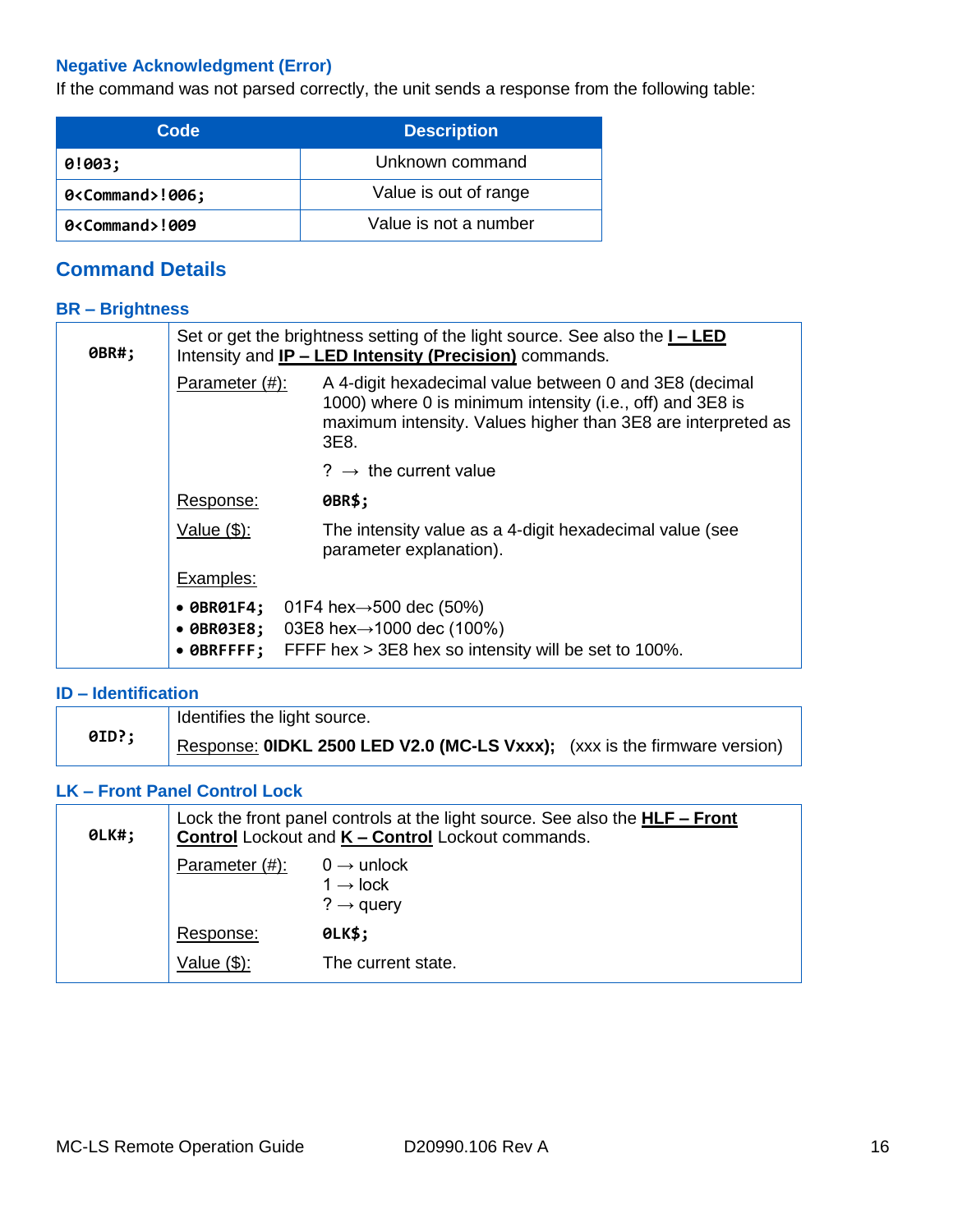### Negative Acknowledgment (Error)

If the command was not parsed correctly, the unit sends a response from the following table:

| Code | Description |
|---|---|
| `0!003;` | Unknown command |
| `0<Command>!006;` | Value is out of range |
| `0<Command>!009` | Value is not a number |

## Command Details

### BR – Brightness

| | |
|---|---|
| **0BR#;** | Set or get the brightness setting of the light source. See also the **I – LED** Intensity and **IP – LED Intensity (Precision)** commands.<br><br>Parameter (#): A 4-digit hexadecimal value between 0 and 3E8 (decimal 1000) where 0 is minimum intensity (i.e., off) and 3E8 is maximum intensity. Values higher than 3E8 are interpreted as 3E8.<br>? → the current value<br><br>Response: **0BR$;**<br><br>Value ($): The intensity value as a 4-digit hexadecimal value (see parameter explanation).<br><br>Examples:<br>• **0BR01F4;** 01F4 hex→500 dec (50%)<br>• **0BR03E8;** 03E8 hex→1000 dec (100%)<br>• **0BRFFFF;** FFFF hex > 3E8 hex so intensity will be set to 100%. |

### ID – Identification

| | |
|---|---|
| **0ID?;** | Identifies the light source.<br><br>Response: **0IDKL 2500 LED V2.0 (MC-LS Vxxx);** (xxx is the firmware version) |

### LK – Front Panel Control Lock

| | |
|---|---|
| **0LK#;** | Lock the front panel controls at the light source. See also the **HLF – Front Control** Lockout and **K – Control** Lockout commands.<br><br>Parameter (#): 0 → unlock<br>1 → lock<br>? → query<br><br>Response: **0LK$;**<br><br>Value ($): The current state. |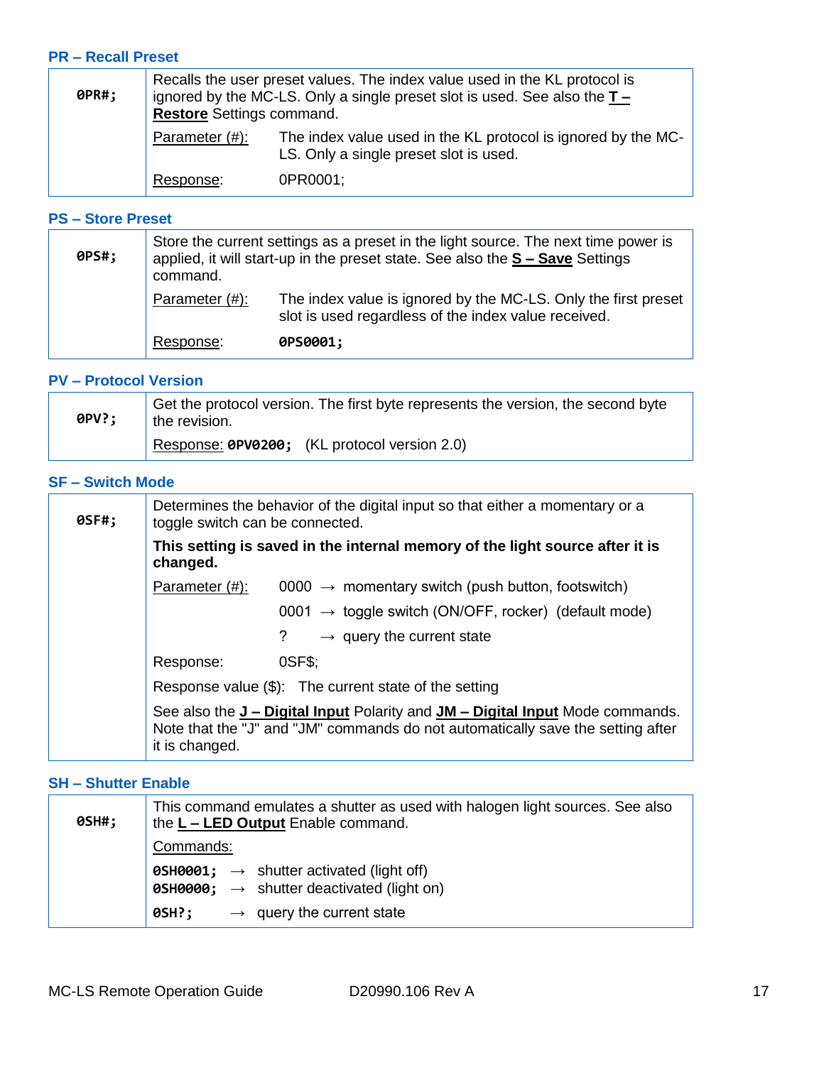### PR – Recall Preset

| | |
|---|---|
| **0PR#;** | Recalls the user preset values. The index value used in the KL protocol is ignored by the MC-LS. Only a single preset slot is used. See also the **T – Restore** Settings command.<br><br>Parameter (#): The index value used in the KL protocol is ignored by the MC-LS. Only a single preset slot is used.<br><br>Response: 0PR0001; |

### PS – Store Preset

| | |
|---|---|
| **0PS#;** | Store the current settings as a preset in the light source. The next time power is applied, it will start-up in the preset state. See also the **S – Save** Settings command.<br><br>Parameter (#): The index value is ignored by the MC-LS. Only the first preset slot is used regardless of the index value received.<br><br>Response: **0PS0001;** |

### PV – Protocol Version

| | |
|---|---|
| **0PV?;** | Get the protocol version. The first byte represents the version, the second byte the revision.<br><br>Response: **0PV0200;** (KL protocol version 2.0) |

### SF – Switch Mode

| | |
|---|---|
| **0SF#;** | Determines the behavior of the digital input so that either a momentary or a toggle switch can be connected.<br><br>**This setting is saved in the internal memory of the light source after it is changed.**<br><br>Parameter (#): 0000 → momentary switch (push button, footswitch)<br>0001 → toggle switch (ON/OFF, rocker) (default mode)<br>? → query the current state<br><br>Response: 0SF$;<br><br>Response value ($): The current state of the setting<br><br>See also the **J – Digital Input** Polarity and **JM – Digital Input** Mode commands. Note that the "J" and "JM" commands do not automatically save the setting after it is changed. |

### SH – Shutter Enable

| | |
|---|---|
| **0SH#;** | This command emulates a shutter as used with halogen light sources. See also the **L – LED Output** Enable command.<br><br>Commands:<br><br>**0SH0001;** → shutter activated (light off)<br>**0SH0000;** → shutter deactivated (light on)<br><br>**0SH?;** → query the current state |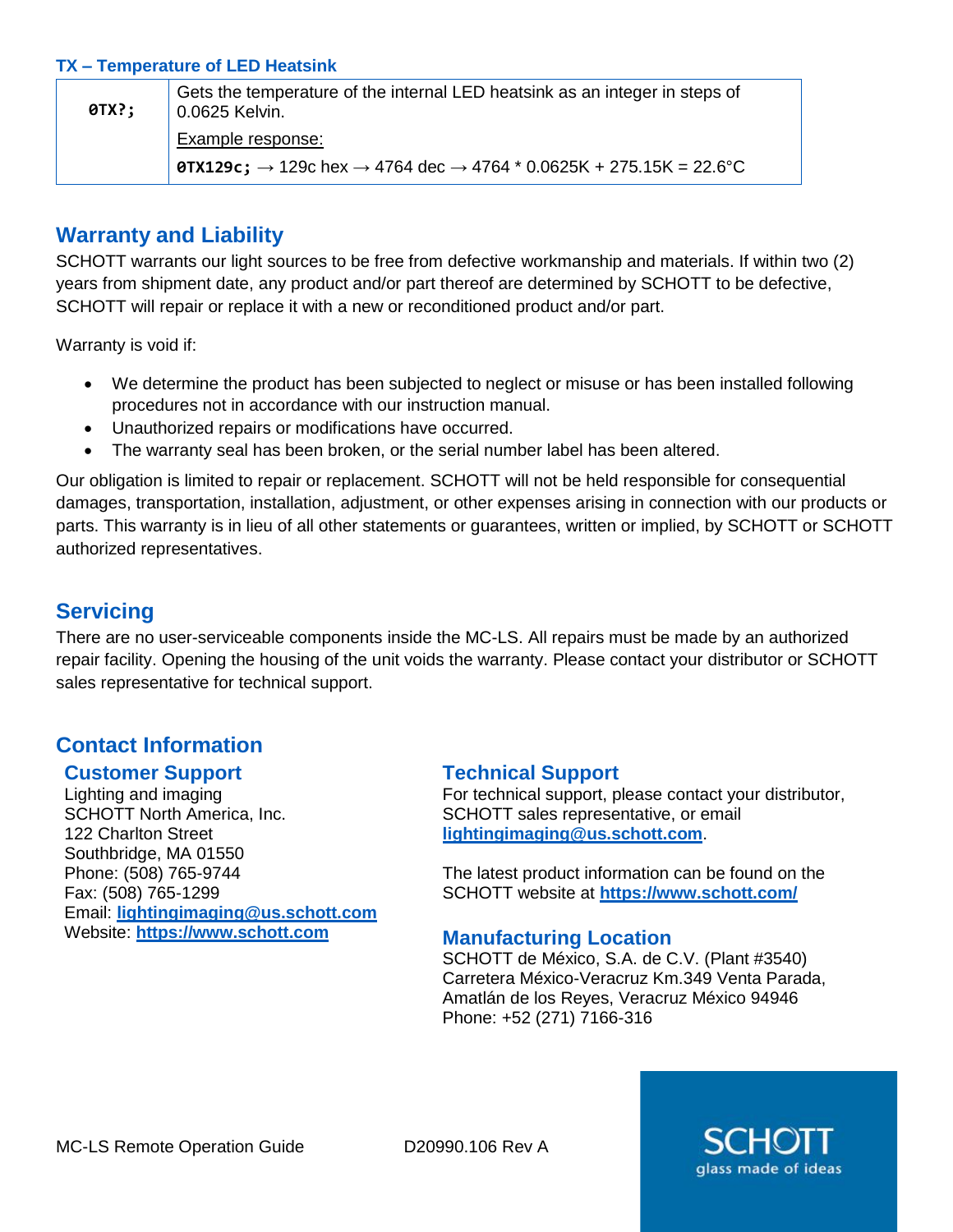#### TX – Temperature of LED Heatsink

| | |
|---|---|
| **0TX?;** | Gets the temperature of the internal LED heatsink as an integer in steps of 0.0625 Kelvin.<br><u>Example response:</u><br>**0TX129c;** → 129c hex → 4764 dec → 4764 * 0.0625K + 275.15K = 22.6°C |

## Warranty and Liability

SCHOTT warrants our light sources to be free from defective workmanship and materials. If within two (2) years from shipment date, any product and/or part thereof are determined by SCHOTT to be defective, SCHOTT will repair or replace it with a new or reconditioned product and/or part.

Warranty is void if:

- We determine the product has been subjected to neglect or misuse or has been installed following procedures not in accordance with our instruction manual.
- Unauthorized repairs or modifications have occurred.
- The warranty seal has been broken, or the serial number label has been altered.

Our obligation is limited to repair or replacement. SCHOTT will not be held responsible for consequential damages, transportation, installation, adjustment, or other expenses arising in connection with our products or parts. This warranty is in lieu of all other statements or guarantees, written or implied, by SCHOTT or SCHOTT authorized representatives.

## Servicing

There are no user-serviceable components inside the MC-LS. All repairs must be made by an authorized repair facility. Opening the housing of the unit voids the warranty. Please contact your distributor or SCHOTT sales representative for technical support.

## Contact Information

### Customer Support

Lighting and imaging
SCHOTT North America, Inc.
122 Charlton Street
Southbridge, MA 01550
Phone: (508) 765-9744
Fax: (508) 765-1299
Email: **lightingimaging@us.schott.com**
Website: **https://www.schott.com**

### Technical Support

For technical support, please contact your distributor, SCHOTT sales representative, or email **lightingimaging@us.schott.com**.

The latest product information can be found on the SCHOTT website at **https://www.schott.com/**

### Manufacturing Location

SCHOTT de México, S.A. de C.V. (Plant #3540)
Carretera México-Veracruz Km.349 Venta Parada,
Amatlán de los Reyes, Veracruz México 94946
Phone: +52 (271) 7166-316

MC-LS Remote Operation Guide D20990.106 Rev A

SCHOTT
glass made of ideas